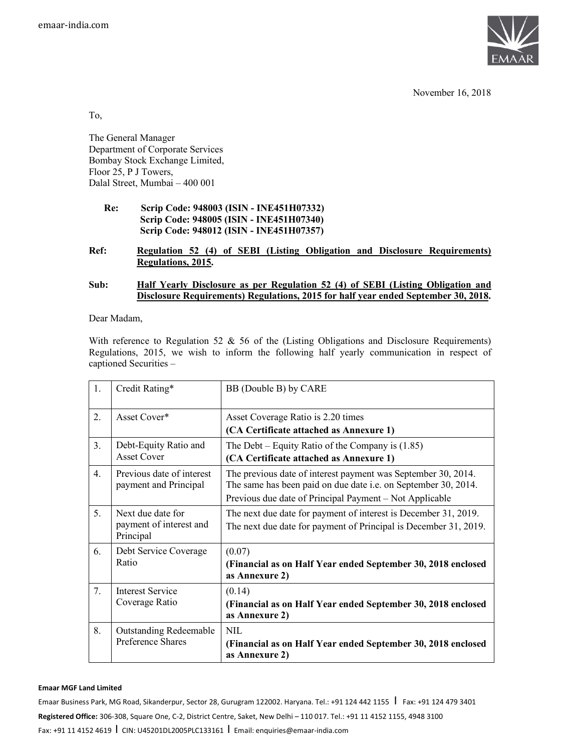emaar-india.com

November 16, 2018

To,

The General Manager
Department of Corporate Services
Bombay Stock Exchange Limited,
Floor 25, P J Towers,
Dalal Street, Mumbai – 400 001

**Re: Scrip Code: 948003 (ISIN - INE451H07332)**
**Scrip Code: 948005 (ISIN - INE451H07340)**
**Scrip Code: 948012 (ISIN - INE451H07357)**

**Ref: Regulation 52 (4) of SEBI (Listing Obligation and Disclosure Requirements) Regulations, 2015.**

**Sub: Half Yearly Disclosure as per Regulation 52 (4) of SEBI (Listing Obligation and Disclosure Requirements) Regulations, 2015 for half year ended September 30, 2018.**

Dear Madam,

With reference to Regulation 52 & 56 of the (Listing Obligations and Disclosure Requirements) Regulations, 2015, we wish to inform the following half yearly communication in respect of captioned Securities –

| | | |
|---|---|---|
| 1. | Credit Rating* | BB (Double B) by CARE |
| 2. | Asset Cover* | Asset Coverage Ratio is 2.20 times<br>**(CA Certificate attached as Annexure 1)** |
| 3. | Debt-Equity Ratio and Asset Cover | The Debt – Equity Ratio of the Company is (1.85)<br>**(CA Certificate attached as Annexure 1)** |
| 4. | Previous date of interest payment and Principal | The previous date of interest payment was September 30, 2014. The same has been paid on due date i.e. on September 30, 2014.<br>Previous due date of Principal Payment – Not Applicable |
| 5. | Next due date for payment of interest and Principal | The next due date for payment of interest is December 31, 2019.<br>The next due date for payment of Principal is December 31, 2019. |
| 6. | Debt Service Coverage Ratio | (0.07)<br>**(Financial as on Half Year ended September 30, 2018 enclosed as Annexure 2)** |
| 7. | Interest Service Coverage Ratio | (0.14)<br>**(Financial as on Half Year ended September 30, 2018 enclosed as Annexure 2)** |
| 8. | Outstanding Redeemable Preference Shares | NIL<br>**(Financial as on Half Year ended September 30, 2018 enclosed as Annexure 2)** |

**Emaar MGF Land Limited**
Emaar Business Park, MG Road, Sikanderpur, Sector 28, Gurugram 122002. Haryana. Tel.: +91 124 442 1155 | Fax: +91 124 479 3401
**Registered Office:** 306-308, Square One, C-2, District Centre, Saket, New Delhi – 110 017. Tel.: +91 11 4152 1155, 4948 3100
Fax: +91 11 4152 4619 | CIN: U45201DL2005PLC133161 | Email: enquiries@emaar-india.com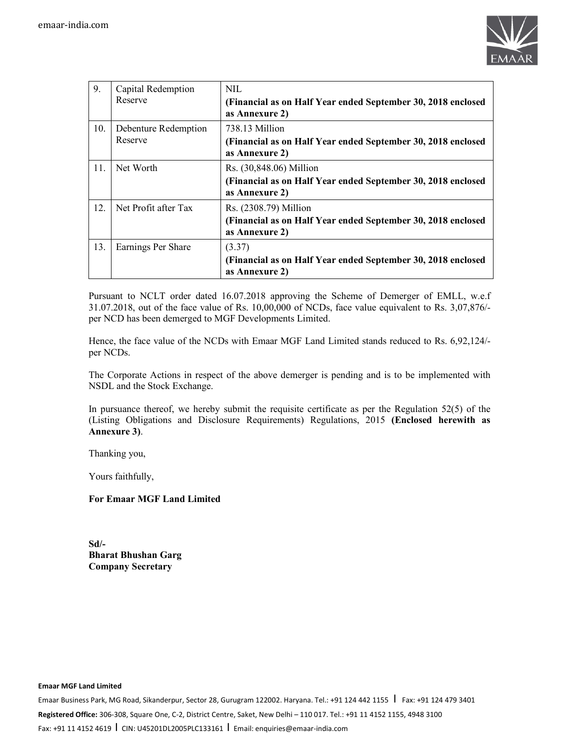| | | |
|---|---|---|
| 9. | Capital Redemption Reserve | NIL<br>**(Financial as on Half Year ended September 30, 2018 enclosed as Annexure 2)** |
| 10. | Debenture Redemption Reserve | 738.13 Million<br>**(Financial as on Half Year ended September 30, 2018 enclosed as Annexure 2)** |
| 11. | Net Worth | Rs. (30,848.06) Million<br>**(Financial as on Half Year ended September 30, 2018 enclosed as Annexure 2)** |
| 12. | Net Profit after Tax | Rs. (2308.79) Million<br>**(Financial as on Half Year ended September 30, 2018 enclosed as Annexure 2)** |
| 13. | Earnings Per Share | (3.37)<br>**(Financial as on Half Year ended September 30, 2018 enclosed as Annexure 2)** |

Pursuant to NCLT order dated 16.07.2018 approving the Scheme of Demerger of EMLL, w.e.f 31.07.2018, out of the face value of Rs. 10,00,000 of NCDs, face value equivalent to Rs. 3,07,876/- per NCD has been demerged to MGF Developments Limited.

Hence, the face value of the NCDs with Emaar MGF Land Limited stands reduced to Rs. 6,92,124/- per NCDs.

The Corporate Actions in respect of the above demerger is pending and is to be implemented with NSDL and the Stock Exchange.

In pursuance thereof, we hereby submit the requisite certificate as per the Regulation 52(5) of the (Listing Obligations and Disclosure Requirements) Regulations, 2015 **(Enclosed herewith as Annexure 3)**.

Thanking you,

Yours faithfully,

**For Emaar MGF Land Limited**

**Sd/-**
**Bharat Bhushan Garg**
**Company Secretary**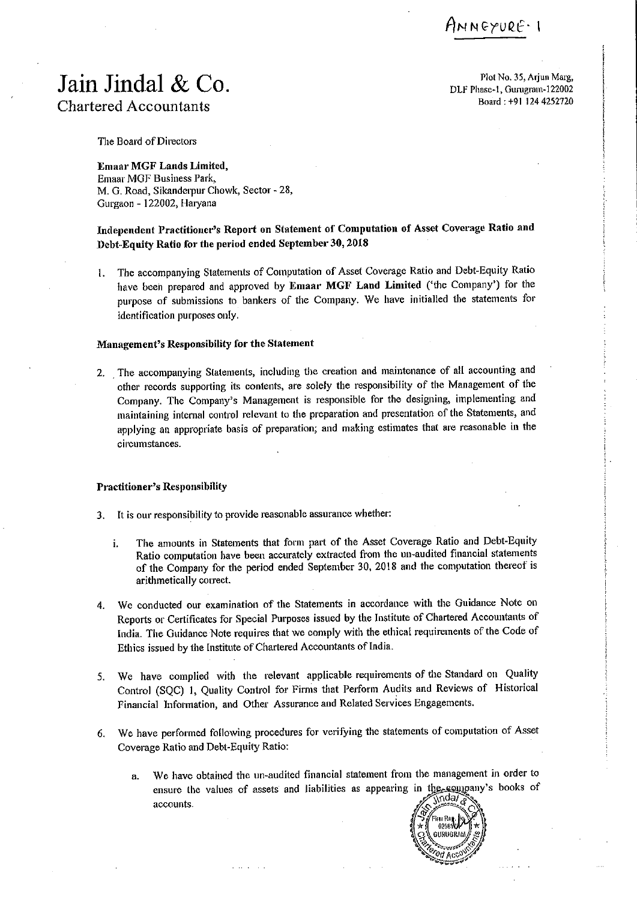ANNEXURE- I

# Jain Jindal & Co.

Chartered Accountants

Plot No. 35, Arjun Marg,
DLF Phase-1, Gurugram-122002
Board : +91 124 4252720

The Board of Directors

**Emaar MGF Lands Limited,**
Emaar MGF Business Park,
M. G. Road, Sikanderpur Chowk, Sector - 28,
Gurgaon - 122002, Haryana

**Independent Practitioner's Report on Statement of Computation of Asset Coverage Ratio and Debt-Equity Ratio for the period ended September 30, 2018**

1. The accompanying Statements of Computation of Asset Coverage Ratio and Debt-Equity Ratio have been prepared and approved by **Emaar MGF Land Limited** ('the Company') for the purpose of submissions to bankers of the Company. We have initialled the statements for identification purposes only.

**Management's Responsibility for the Statement**

2. The accompanying Statements, including the creation and maintenance of all accounting and other records supporting its contents, are solely the responsibility of the Management of the Company. The Company's Management is responsible for the designing, implementing and maintaining internal control relevant to the preparation and presentation of the Statements, and applying an appropriate basis of preparation; and making estimates that are reasonable in the circumstances.

**Practitioner's Responsibility**

3. It is our responsibility to provide reasonable assurance whether:

   i. The amounts in Statements that form part of the Asset Coverage Ratio and Debt-Equity Ratio computation have been accurately extracted from the un-audited financial statements of the Company for the period ended September 30, 2018 and the computation thereof is arithmetically correct.

4. We conducted our examination of the Statements in accordance with the Guidance Note on Reports or Certificates for Special Purposes issued by the Institute of Chartered Accountants of India. The Guidance Note requires that we comply with the ethical requirements of the Code of Ethics issued by the Institute of Chartered Accountants of India.

5. We have complied with the relevant applicable requirements of the Standard on Quality Control (SQC) 1, Quality Control for Firms that Perform Audits and Reviews of Historical Financial Information, and Other Assurance and Related Services Engagements.

6. We have performed following procedures for verifying the statements of computation of Asset Coverage Ratio and Debt-Equity Ratio:

   a. We have obtained the un-audited financial statement from the management in order to ensure the values of assets and liabilities as appearing in the company's books of accounts.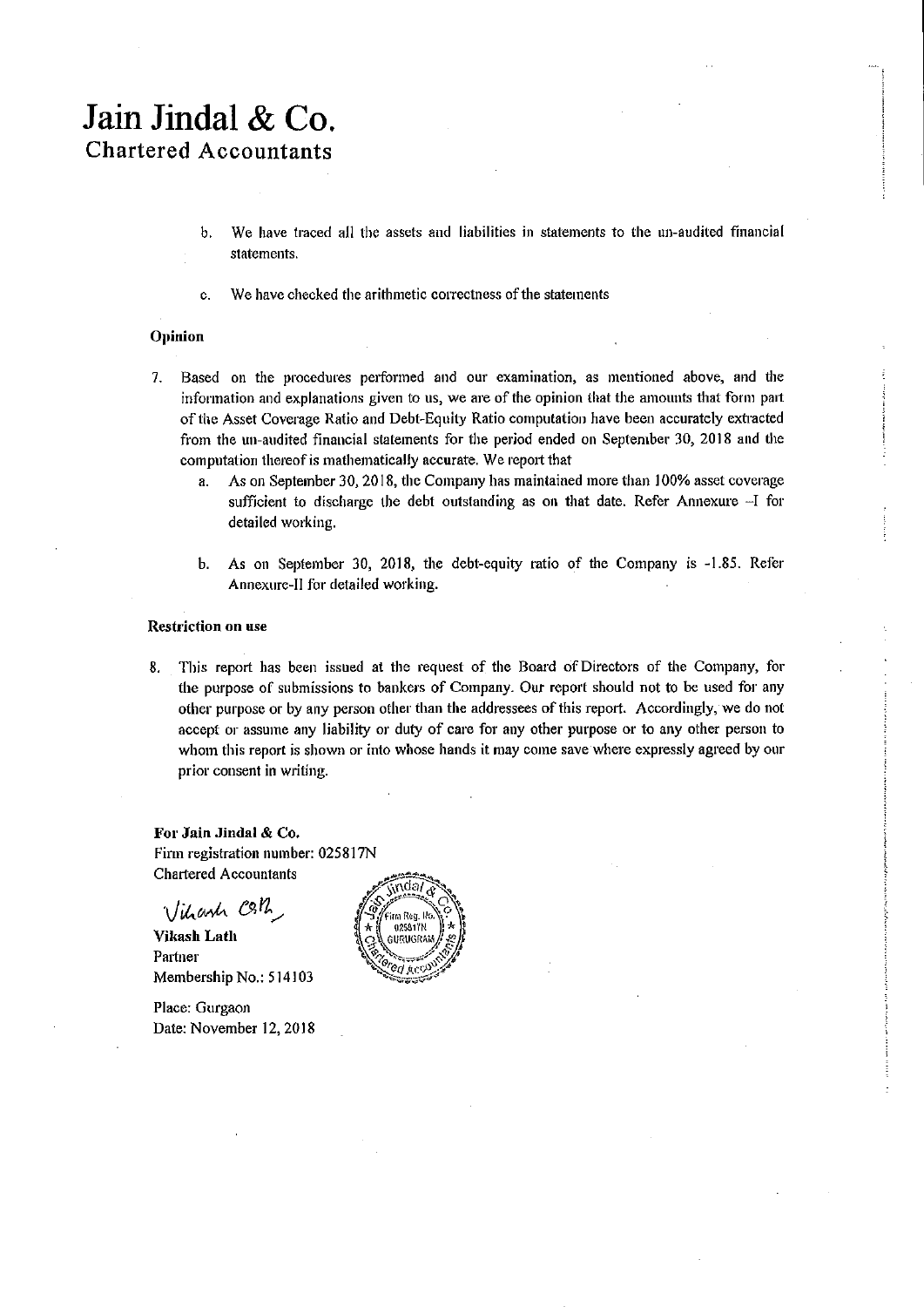# Jain Jindal & Co.

## Chartered Accountants

b. We have traced all the assets and liabilities in statements to the un-audited financial statements.

c. We have checked the arithmetic correctness of the statements

### Opinion

7. Based on the procedures performed and our examination, as mentioned above, and the information and explanations given to us, we are of the opinion that the amounts that form part of the Asset Coverage Ratio and Debt-Equity Ratio computation have been accurately extracted from the un-audited financial statements for the period ended on September 30, 2018 and the computation thereof is mathematically accurate. We report that

   a. As on September 30, 2018, the Company has maintained more than 100% asset coverage sufficient to discharge the debt outstanding as on that date. Refer Annexure –I for detailed working.

   b. As on September 30, 2018, the debt-equity ratio of the Company is -1.85. Refer Annexure-II for detailed working.

### Restriction on use

8. This report has been issued at the request of the Board of Directors of the Company, for the purpose of submissions to bankers of Company. Our report should not to be used for any other purpose or by any person other than the addressees of this report. Accordingly, we do not accept or assume any liability or duty of care for any other purpose or to any other person to whom this report is shown or into whose hands it may come save where expressly agreed by our prior consent in writing.

**For Jain Jindal & Co.**
Firm registration number: 025817N
Chartered Accountants

**Vikash Lath**
Partner
Membership No.: 514103

Place: Gurgaon
Date: November 12, 2018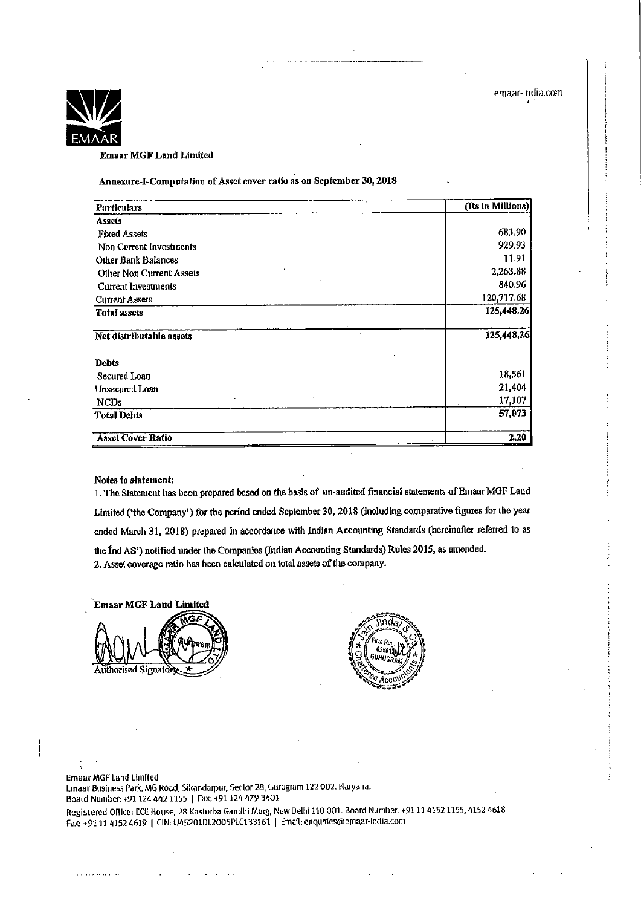emaar-india.com

**Emaar MGF Land Limited**

**Annexure-I-Computation of Asset cover ratio as on September 30, 2018**

| Particulars | (Rs in Millions) |
|---|---|
| **Assets** | |
| Fixed Assets | 683.90 |
| Non Current Investments | 929.93 |
| Other Bank Balances | 11.91 |
| Other Non Current Assets | 2,263.88 |
| Current Investments | 840.96 |
| Current Assets | 120,717.68 |
| **Total assets** | 125,448.26 |
| **Net distributable assets** | 125,448.26 |
| **Debts** | |
| Secured Loan | 18,561 |
| Unsecured Loan | 21,404 |
| NCDs | 17,107 |
| **Total Debts** | 57,073 |
| **Asset Cover Ratio** | **2.20** |

**Notes to statement:**

1. The Statement has been prepared based on the basis of un-audited financial statements of Emaar MGF Land Limited ('the Company') for the period ended September 30, 2018 (including comparative figures for the year ended March 31, 2018) prepared in accordance with Indian Accounting Standards (hereinafter referred to as the Ind AS') notified under the Companies (Indian Accounting Standards) Rules 2015, as amended.
2. Asset coverage ratio has been calculated on total assets of the company.

**Emaar MGF Land Limited**

Authorised Signatory

Emaar MGF Land Limited
Emaar Business Park, MG Road, Sikandarpur, Sector 28, Gurugram 122 002. Haryana.
Board Number: +91 124 442 1155 | Fax: +91 124 479 3401
Registered Office: ECE House, 28 Kasturba Gandhi Marg, New Delhi 110 001. Board Number. +91 11 4152 1155, 4152 4618
Fax: +91 11 4152 4619 | CIN: U45201DL2005PLC133161 | Email: enquiries@emaar-india.com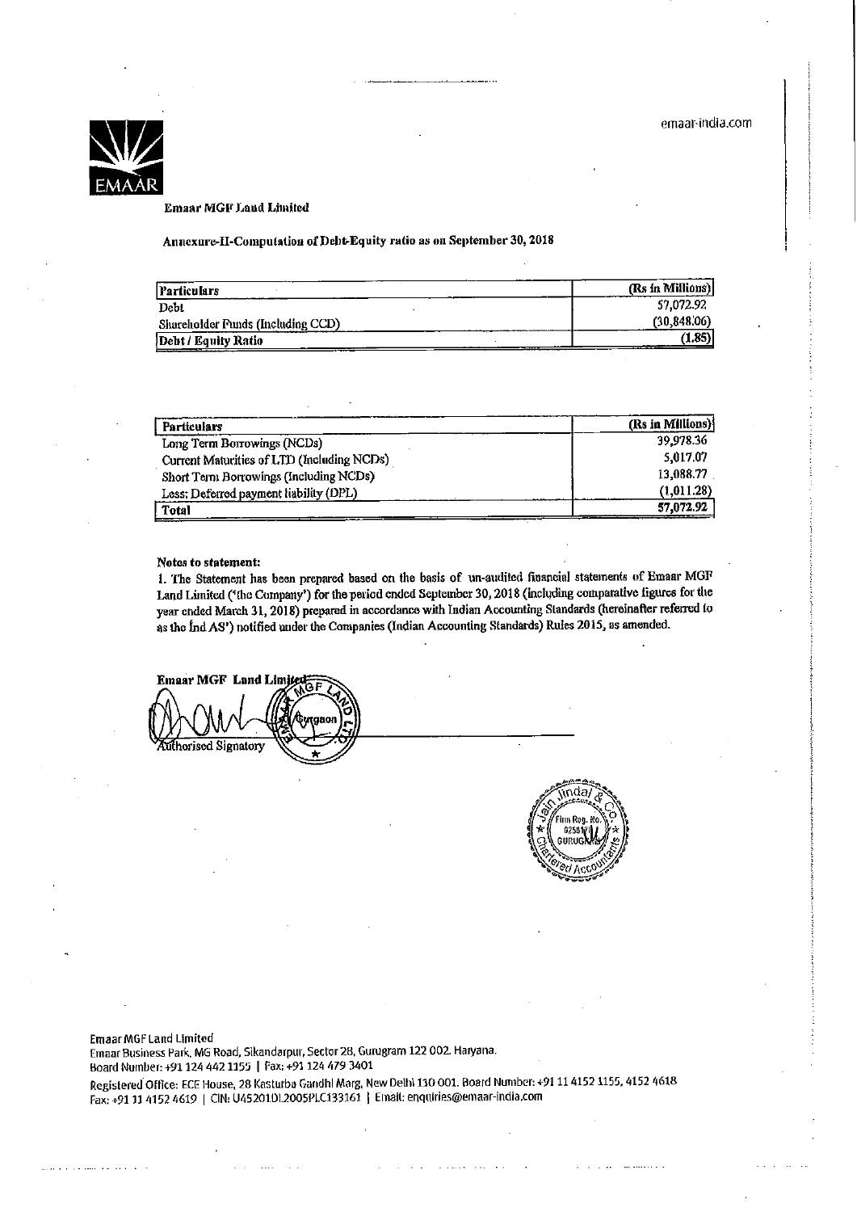emaar-india.com

**Emaar MGF Land Limited**

**Annexure-II-Computation of Debt-Equity ratio as on September 30, 2018**

| **Particulars** | **(Rs in Millions)** |
|---|---|
| Debt | 57,072.92 |
| Shareholder Funds (Including CCD) | (30,848.06) |
| **Debt / Equity Ratio** | **(1.85)** |

| **Particulars** | **(Rs in Millions)** |
|---|---|
| Long Term Borrowings (NCDs) | 39,978.36 |
| Current Maturities of LTD (Including NCDs) | 5,017.07 |
| Short Term Borrowings (Including NCDs) | 13,088.77 |
| Less: Deferred payment liability (DPL) | (1,011.28) |
| **Total** | **57,072.92** |

**Notes to statement:**

1. The Statement has been prepared based on the basis of un-audited financial statements of Emaar MGF Land Limited ('the Company') for the period ended September 30, 2018 (including comparative figures for the year ended March 31, 2018) prepared in accordance with Indian Accounting Standards (hereinafter referred to as the Ind AS') notified under the Companies (Indian Accounting Standards) Rules 2015, as amended.

**Emaar MGF Land Limited**

Authorised Signatory

Emaar MGF Land Limited
Emaar Business Park, MG Road, Sikandarpur, Sector 28, Gurugram 122 002. Haryana.
Board Number: +91 124 442 1155 | Fax: +91 124 479 3401
Registered Office: ECE House, 28 Kasturba Gandhi Marg, New Delhi 110 001. Board Number: +91 11 4152 1155, 4152 4618
Fax: +91 11 4152 4619 | CIN: U45201DL2005PLC133161 | Email: enquiries@emaar-india.com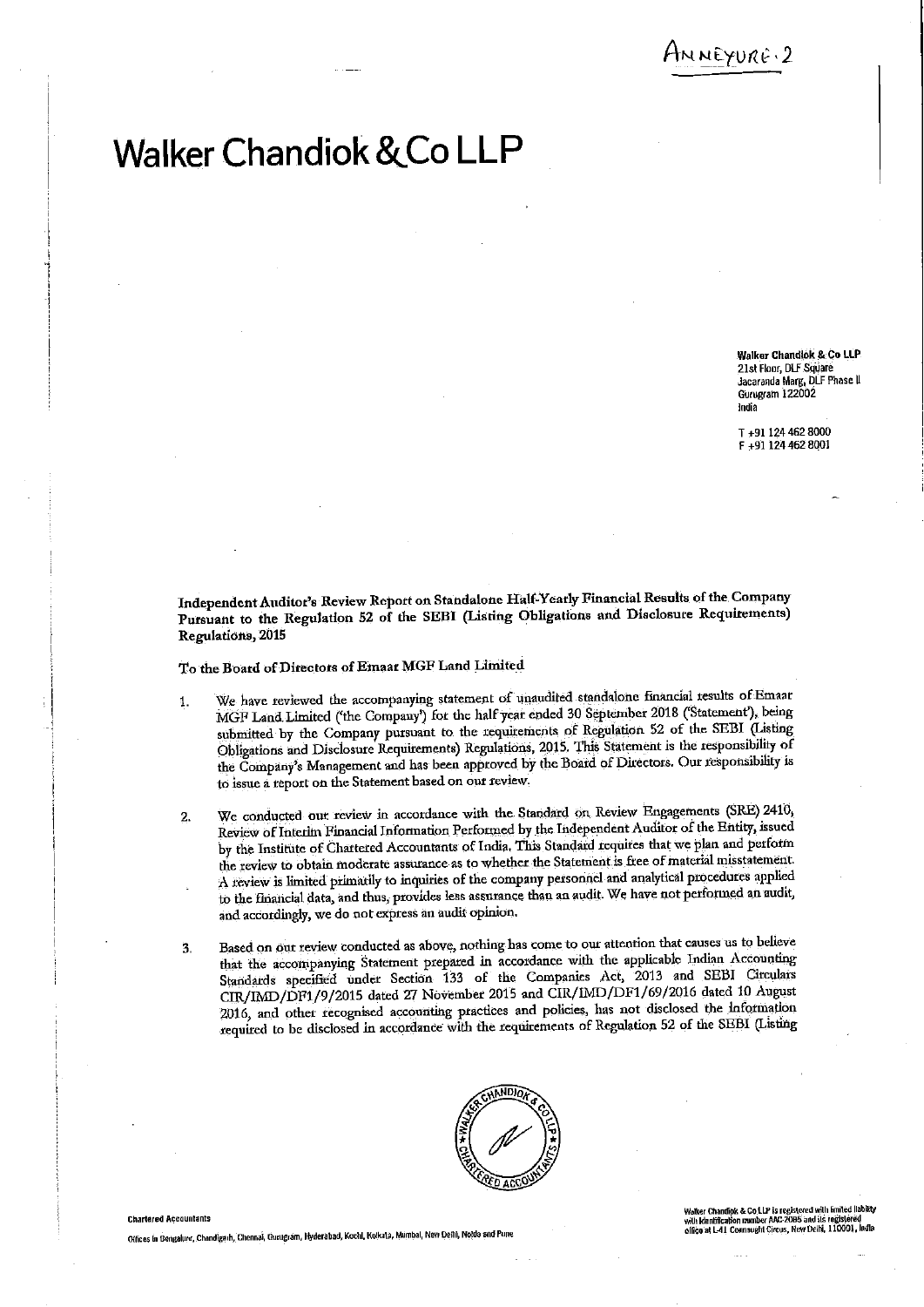ANNEXURE-2

# Walker Chandiok & Co LLP

Walker Chandiok & Co LLP
21st Floor, DLF Square
Jacaranda Marg, DLF Phase II
Gurugram 122002
India

T +91 124 462 8000
F +91 124 462 8001

**Independent Auditor's Review Report on Standalone Half-Yearly Financial Results of the Company Pursuant to the Regulation 52 of the SEBI (Listing Obligations and Disclosure Requirements) Regulations, 2015**

To the Board of Directors of Emaar MGF Land Limited

1. We have reviewed the accompanying statement of unaudited standalone financial results of Emaar MGF Land Limited ('the Company') for the half year ended 30 September 2018 ('Statement'), being submitted by the Company pursuant to the requirements of Regulation 52 of the SEBI (Listing Obligations and Disclosure Requirements) Regulations, 2015. This Statement is the responsibility of the Company's Management and has been approved by the Board of Directors. Our responsibility is to issue a report on the Statement based on our review.

2. We conducted our review in accordance with the Standard on Review Engagements (SRE) 2410, Review of Interim Financial Information Performed by the Independent Auditor of the Entity, issued by the Institute of Chartered Accountants of India. This Standard requires that we plan and perform the review to obtain moderate assurance as to whether the Statement is free of material misstatement. A review is limited primarily to inquiries of the company personnel and analytical procedures applied to the financial data, and thus, provides less assurance than an audit. We have not performed an audit, and accordingly, we do not express an audit opinion.

3. Based on our review conducted as above, nothing has come to our attention that causes us to believe that the accompanying Statement prepared in accordance with the applicable Indian Accounting Standards specified under Section 133 of the Companies Act, 2013 and SEBI Circulars CIR/IMD/DF1/9/2015 dated 27 November 2015 and CIR/IMD/DF1/69/2016 dated 10 August 2016, and other recognised accounting practices and policies, has not disclosed the information required to be disclosed in accordance with the requirements of Regulation 52 of the SEBI (Listing

Chartered Accountants

Offices in Bengaluru, Chandigarh, Chennai, Gurugram, Hyderabad, Kochi, Kolkata, Mumbai, New Delhi, Noida and Pune

Walker Chandiok & Co LLP is registered with limited liability with identification number AAC-2085 and its registered office at L-41 Connaught Circus, New Delhi, 110001, India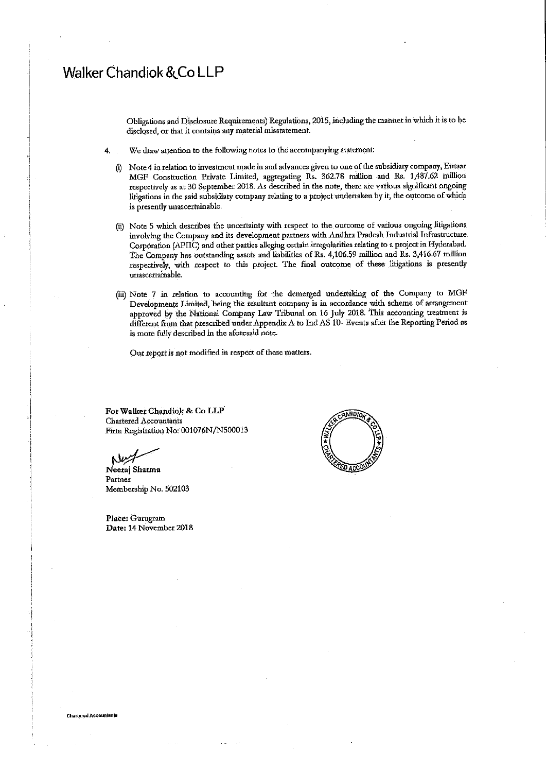Obligations and Disclosure Requirements) Regulations, 2015, including the manner in which it is to be disclosed, or that it contains any material misstatement.

4. We draw attention to the following notes to the accompanying statement:

   (i) Note 4 in relation to investment made in and advances given to one of the subsidiary company, Emaar MGF Construction Private Limited, aggregating Rs. 362.78 million and Rs. 1,487.62 million respectively as at 30 September 2018. As described in the note, there are various significant ongoing litigations in the said subsidiary company relating to a project undertaken by it, the outcome of which is presently unascertainable.

   (ii) Note 5 which describes the uncertainty with respect to the outcome of various ongoing litigations involving the Company and its development partners with Andhra Pradesh Industrial Infrastructure Corporation (APIIC) and other parties alleging certain irregularities relating to a project in Hyderabad. The Company has outstanding assets and liabilities of Rs. 4,106.59 million and Rs. 3,416.67 million respectively, with respect to this project. The final outcome of these litigations is presently unascertainable.

   (iii) Note 7 in relation to accounting for the demerged undertaking of the Company to MGF Developments Limited, being the resultant company is in accordance with scheme of arrangement approved by the National Company Law Tribunal on 16 July 2018. This accounting treatment is different from that prescribed under Appendix A to Ind AS 10- Events after the Reporting Period as is more fully described in the aforesaid note.

   Our report is not modified in respect of these matters.

**For Walker Chandiok & Co LLP**
Chartered Accountants
Firm Registration No: 001076N/N500013

**Neeraj Sharma**
Partner
Membership No. 502103

**Place:** Gurugram
**Date:** 14 November 2018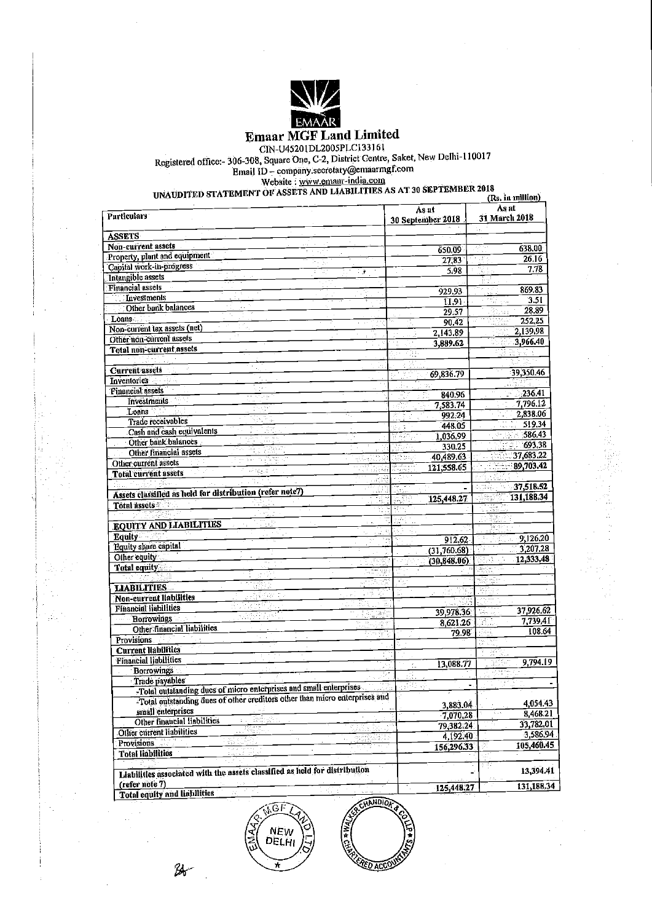# Emaar MGF Land Limited

CIN-U45201DL2005PLC133161

Registered office:- 306-308, Square One, C-2, District Centre, Saket, New Delhi-110017

Email ID – company.secretary@emaarmgf.com

Website : www.emaar-india.com

## UNAUDITED STATEMENT OF ASSETS AND LIABILITIES AS AT 30 SEPTEMBER 2018

(Rs. in million)

| Particulars | As at 30 September 2018 | As at 31 March 2018 |
|---|---|---|
| **ASSETS** | | |
| **Non-current assets** | | |
| Property, plant and equipment | 650.09 | 638.00 |
| Capital work-in-progress | 27.83 | 26.16 |
| Intangible assets | 5.98 | 7.78 |
| Financial assets | | |
| Investments | 929.93 | 869.83 |
| Other bank balances | 11.91 | 3.51 |
| Loans | 29.57 | 28.89 |
| Non-current tax assets (net) | 90.42 | 252.25 |
| Other non-current assets | 2,143.89 | 2,139.98 |
| **Total non-current assets** | 3,889.62 | 3,966.40 |
| | | |
| **Current assets** | | |
| Inventories | 69,836.79 | 39,350.46 |
| Financial assets | | |
| Investments | 840.96 | 236.41 |
| Loans | 7,583.74 | 7,796.12 |
| Trade receivables | 992.24 | 2,838.06 |
| Cash and cash equivalents | 448.05 | 519.34 |
| Other bank balances | 1,036.99 | 586.43 |
| Other financial assets | 330.25 | 693.38 |
| Other current assets | 40,489.63 | 37,683.22 |
| **Total current assets** | 121,558.65 | 89,703.42 |
| | | |
| **Assets classified as held for distribution (refer note7)** | - | 37,518.52 |
| **Total assets** | 125,448.27 | 131,188.34 |
| | | |
| **EQUITY AND LIABILITIES** | | |
| **Equity** | | |
| Equity share capital | 912.62 | 9,126.20 |
| Other equity | (31,760.68) | 3,207.28 |
| **Total equity** | (30,848.06) | 12,333.48 |
| | | |
| **LIABILITIES** | | |
| **Non-current liabilities** | | |
| Financial liabilities | | |
| Borrowings | 39,978.36 | 37,926.62 |
| Other financial liabilities | 8,621.26 | 7,739.41 |
| Provisions | 79.98 | 108.64 |
| **Current liabilities** | | |
| Financial liabilities | | |
| Borrowings | 13,088.77 | 9,794.19 |
| Trade payables | | |
| -Total outstanding dues of micro enterprises and small enterprises | - | - |
| -Total outstanding dues of other creditors other than micro enterprises and small enterprises | 3,883.04 | 4,054.43 |
| Other financial liabilities | 7,070.28 | 8,468.21 |
| Other current liabilities | 79,382.24 | 33,782.01 |
| Provisions | 4,192.40 | 3,586.94 |
| **Total liabilities** | 156,296.33 | 105,460.45 |
| | | |
| **Liabilities associated with the assets classified as held for distribution (refer note 7)** | - | 13,394.41 |
| **Total equity and liabilities** | 125,448.27 | 131,188.34 |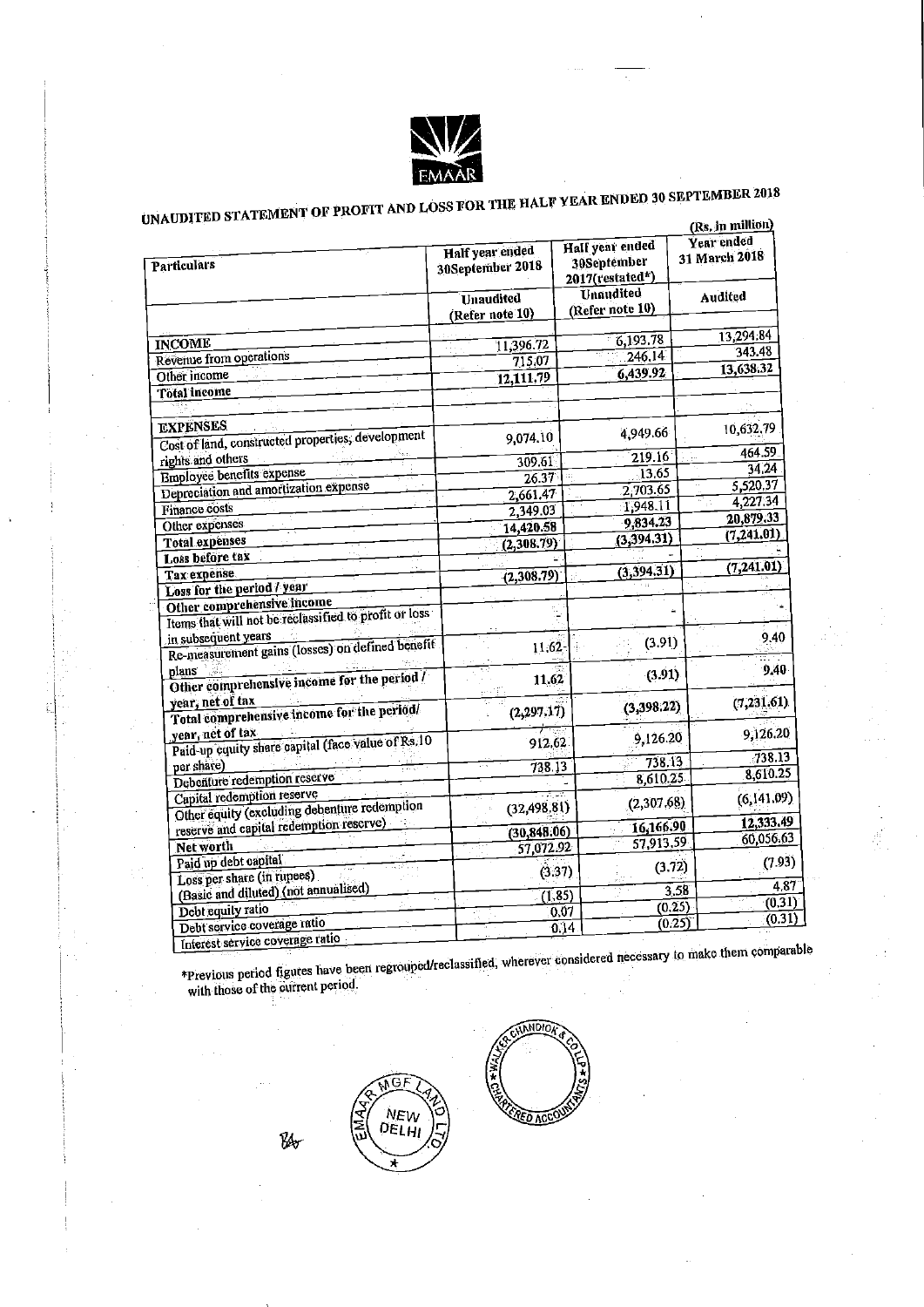EMAAR

# UNAUDITED STATEMENT OF PROFIT AND LOSS FOR THE HALF YEAR ENDED 30 SEPTEMBER 2018

(Rs. in million)

| Particulars | Half year ended 30September 2018 | Half year ended 30September 2017(restated*) | Year ended 31 March 2018 |
|---|---|---|---|
| | Unaudited (Refer note 10) | Unaudited (Refer note 10) | Audited |
| **INCOME** | | | |
| Revenue from operations | 11,396.72 | 6,193.78 | 13,294.84 |
| Other income | 715.07 | 246.14 | 343.48 |
| **Total income** | 12,111.79 | 6,439.92 | 13,638.32 |
| | | | |
| **EXPENSES** | | | |
| Cost of land, constructed properties, development rights and others | 9,074.10 | 4,949.66 | 10,632.79 |
| Employee benefits expense | 309.61 | 219.16 | 464.59 |
| Depreciation and amortization expense | 26.37 | 13.65 | 34.24 |
| Finance costs | 2,661.47 | 2,703.65 | 5,520.37 |
| Other expenses | 2,349.03 | 1,948.11 | 4,227.34 |
| **Total expenses** | 14,420.58 | 9,834.23 | 20,879.33 |
| **Loss before tax** | (2,308.79) | (3,394.31) | (7,241.01) |
| **Tax expense** | - | - | - |
| **Loss for the period / year** | (2,308.79) | (3,394.31) | (7,241.01) |
| **Other comprehensive income** | | | |
| Items that will not be reclassified to profit or loss in subsequent years | - | - | - |
| Re-measurement gains (losses) on defined benefit plans | 11.62 | (3.91) | 9.40 |
| **Other comprehensive income for the period / year, net of tax** | 11.62 | (3.91) | 9.40 |
| **Total comprehensive income for the period/ year, net of tax** | (2,297.17) | (3,398.22) | (7,231.61) |
| Paid-up equity share capital (face value of Rs.10 per share) | 912.62 | 9,126.20 | 9,126.20 |
| Debenture redemption reserve | 738.13 | 738.13 | 738.13 |
| Capital redemption reserve | - | 8,610.25 | 8,610.25 |
| Other equity (excluding debenture redemption reserve and capital redemption reserve) | (32,498.81) | (2,307.68) | (6,141.09) |
| **Net worth** | (30,848.06) | 16,166.90 | 12,333.49 |
| Paid up debt capital | 57,072.92 | 57,913.59 | 60,056.63 |
| Loss per share (in rupees) (Basic and diluted) (not annualised) | (3.37) | (3.72) | (7.93) |
| Debt equity ratio | (1.85) | 3.58 | 4.87 |
| Debt service coverage ratio | 0.07 | (0.25) | (0.31) |
| Interest service coverage ratio | 0.14 | (0.25) | (0.31) |

*Previous period figures have been regrouped/reclassified, wherever considered necessary to make them comparable with those of the current period.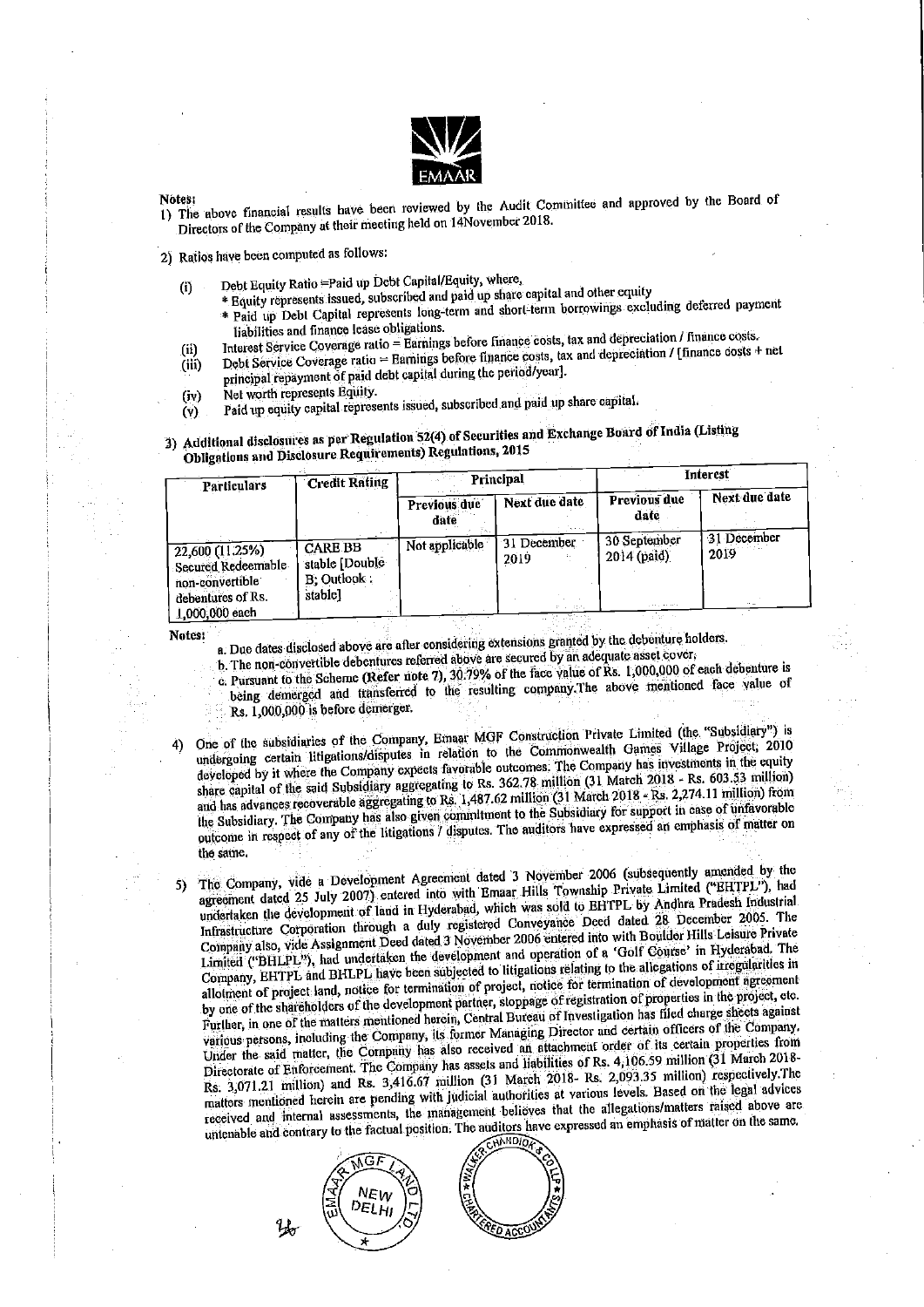Notes:

1) The above financial results have been reviewed by the Audit Committee and approved by the Board of Directors of the Company at their meeting held on 14November 2018.

2) Ratios have been computed as follows:

   (i) Debt Equity Ratio =Paid up Debt Capital/Equity, where,
      * Equity represents issued, subscribed and paid up share capital and other equity
      * Paid up Debt Capital represents long-term and short-term borrowings excluding deferred payment liabilities and finance lease obligations.

   (ii) Interest Service Coverage ratio = Earnings before finance costs, tax and depreciation / finance costs.

   (iii) Debt Service Coverage ratio = Earnings before finance costs, tax and depreciation / [finance costs + net principal repayment of paid debt capital during the period/year].

   (iv) Net worth represents Equity.

   (v) Paid up equity capital represents issued, subscribed and paid up share capital.

3) **Additional disclosures as per Regulation 52(4) of Securities and Exchange Board of India (Listing Obligations and Disclosure Requirements) Regulations, 2015**

| Particulars | Credit Rating | Principal | | Interest | |
|---|---|---|---|---|---|
| | | Previous due date | Next due date | Previous due date | Next due date |
| 22,600 (11.25%) Secured Redeemable non-convertible debentures of Rs. 1,000,000 each | CARE BB stable [Double B; Outlook : stable] | Not applicable | 31 December 2019 | 30 September 2014 (paid) | 31 December 2019 |

Notes:

a. Due dates disclosed above are after considering extensions granted by the debenture holders.

b. The non-convertible debentures referred above are secured by an adequate asset cover.

c. Pursuant to the Scheme (Refer note 7), 30.79% of the face value of Rs. 1,000,000 of each debenture is being demerged and transferred to the resulting company.The above mentioned face value of Rs. 1,000,000 is before demerger.

4) One of the subsidiaries of the Company, Emaar MGF Construction Private Limited (the "Subsidiary") is undergoing certain litigations/disputes in relation to the Commonwealth Games Village Project, 2010 developed by it where the Company expects favorable outcomes. The Company has investments in the equity share capital of the said Subsidiary aggregating to Rs. 362.78 million (31 March 2018 - Rs. 603.53 million) and has advances recoverable aggregating to Rs. 1,487.62 million (31 March 2018 - Rs. 2,274.11 million) from the Subsidiary. The Company has also given commitment to the Subsidiary for support in case of unfavorable outcome in respect of any of the litigations / disputes. The auditors have expressed an emphasis of matter on the same.

5) The Company, vide a Development Agreement dated 3 November 2006 (subsequently amended by the agreement dated 25 July 2007) entered into with Emaar Hills Township Private Limited ("EHTPL"), had undertaken the development of land in Hyderabad, which was sold to EHTPL by Andhra Pradesh Industrial Infrastructure Corporation through a duly registered Conveyance Deed dated 28 December 2005. The Company also, vide Assignment Deed dated 3 November 2006 entered into with Boulder Hills Leisure Private Limited ("BHLPL"), had undertaken the development and operation of a 'Golf Course' in Hyderabad. The Company, EHTPL and BHLPL have been subjected to litigations relating to the allegations of irregularities in allotment of project land, notice for termination of project, notice for termination of development agreement by one of the shareholders of the development partner, stoppage of registration of properties in the project, etc. Further, in one of the matters mentioned herein, Central Bureau of Investigation has filed charge sheets against various persons, including the Company, its former Managing Director and certain officers of the Company. Under the said matter, the Company has also received an attachment order of its certain properties from Directorate of Enforcement. The Company has assets and liabilities of Rs. 4,106.59 million (31 March 2018- Rs. 3,071.21 million) and Rs. 3,416.67 million (31 March 2018- Rs. 2,093.35 million) respectively.The matters mentioned herein are pending with judicial authorities at various levels. Based on the legal advices received and internal assessments, the management believes that the allegations/matters raised above are untenable and contrary to the factual position. The auditors have expressed an emphasis of matter on the same.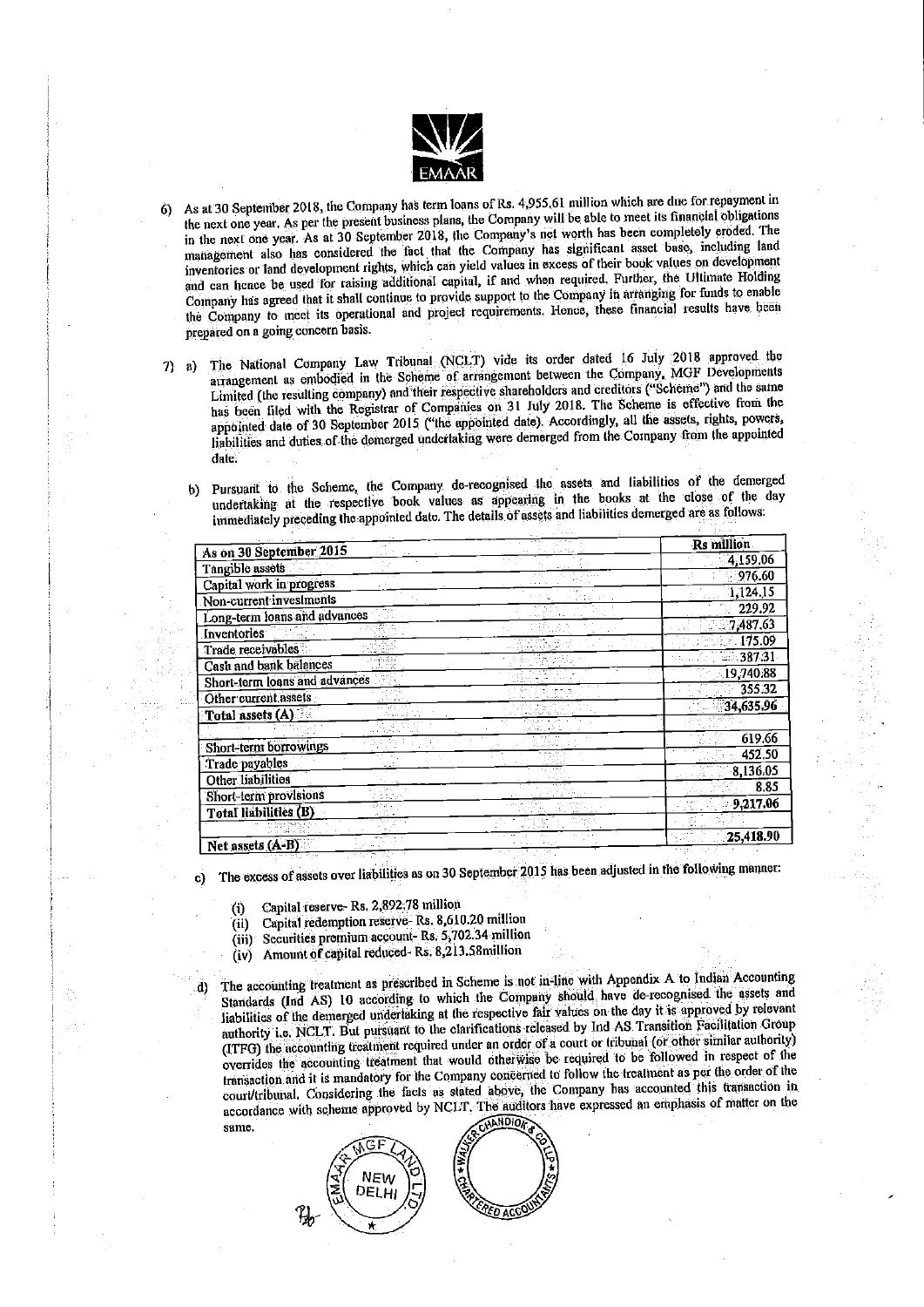6) As at 30 September 2018, the Company has term loans of Rs. 4,955.61 million which are due for repayment in the next one year. As per the present business plans, the Company will be able to meet its financial obligations in the next one year. As at 30 September 2018, the Company's net worth has been completely eroded. The management also has considered the fact that the Company has significant asset base, including land inventories or land development rights, which can yield values in excess of their book values on development and can hence be used for raising additional capital, if and when required. Further, the Ultimate Holding Company has agreed that it shall continue to provide support to the Company in arranging for funds to enable the Company to meet its operational and project requirements. Hence, these financial results have been prepared on a going concern basis.

7) a) The National Company Law Tribunal (NCLT) vide its order dated 16 July 2018 approved the arrangement as embodied in the Scheme of arrangement between the Company, MGF Developments Limited (the resulting company) and their respective shareholders and creditors ("Scheme") and the same has been filed with the Registrar of Companies on 31 July 2018. The Scheme is effective from the appointed date of 30 September 2015 ("the appointed date). Accordingly, all the assets, rights, powers, liabilities and duties of the demerged undertaking were demerged from the Company from the appointed date.

b) Pursuant to the Scheme, the Company de-recognised the assets and liabilities of the demerged undertaking at the respective book values as appearing in the books at the close of the day immediately preceding the appointed date. The details of assets and liabilities demerged are as follows:

| As on 30 September 2015 | Rs million |
|---|---|
| Tangible assets | 4,159.06 |
| Capital work in progress | 976.60 |
| Non-current investments | 1,124.15 |
| Long-term loans and advances | 229.92 |
| Inventories | 7,487.63 |
| Trade receivables | 175.09 |
| Cash and bank balances | 387.31 |
| Short-term loans and advances | 19,740.88 |
| Other current assets | 355.32 |
| **Total assets (A)** | **34,635.96** |
| | |
| Short-term borrowings | 619.66 |
| Trade payables | 452.50 |
| Other liabilities | 8,136.05 |
| Short-term provisions | 8.85 |
| **Total liabilities (B)** | **9,217.06** |
| | |
| **Net assets (A-B)** | **25,418.90** |

c) The excess of assets over liabilities as on 30 September 2015 has been adjusted in the following manner:

(i) Capital reserve- Rs. 2,892.78 million
(ii) Capital redemption reserve- Rs. 8,610.20 million
(iii) Securities premium account- Rs. 5,702.34 million
(iv) Amount of capital reduced- Rs. 8,213.58million

d) The accounting treatment as prescribed in Scheme is not in-line with Appendix A to Indian Accounting Standards (Ind AS) 10 according to which the Company should have de-recognised the assets and liabilities of the demerged undertaking at the respective fair values on the day it is approved by relevant authority i.e. NCLT. But pursuant to the clarifications released by Ind AS Transition Facilitation Group (ITFG) the accounting treatment required under an order of a court or tribunal (or other similar authority) overrides the accounting treatment that would otherwise be required to be followed in respect of the transaction and it is mandatory for the Company concerned to follow the treatment as per the order of the court/tribunal. Considering the facts as stated above, the Company has accounted this transaction in accordance with scheme approved by NCLT. The auditors have expressed an emphasis of matter on the same.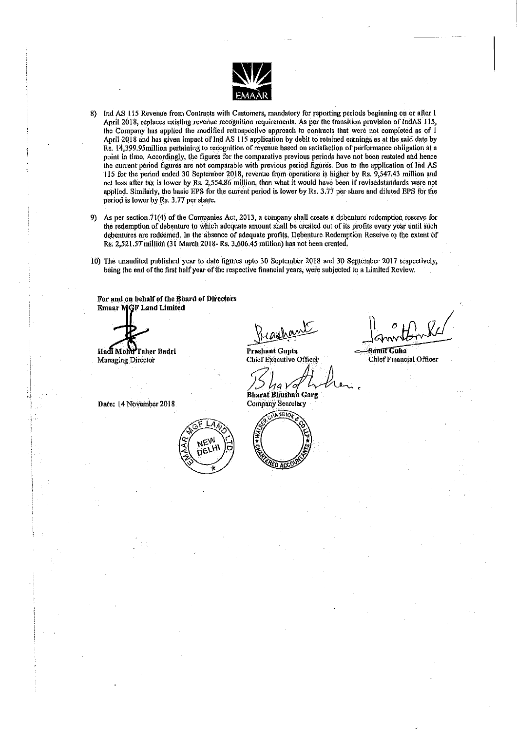8) Ind AS 115 Revenue from Contracts with Customers, mandatory for reporting periods beginning on or after 1 April 2018, replaces existing revenue recognition requirements. As per the transition provision of IndAS 115, the Company has applied the modified retrospective approach to contracts that were not completed as of 1 April 2018 and has given impact of Ind AS 115 application by debit to retained earnings as at the said date by Rs. 14,399.95million pertaining to recognition of revenue based on satisfaction of performance obligation at a point in time. Accordingly, the figures for the comparative previous periods have not been restated and hence the current period figures are not comparable with previous period figures. Due to the application of Ind AS 115 for the period ended 30 September 2018, revenue from operations is higher by Rs. 9,547.43 million and net loss after tax is lower by Rs. 2,554.86 million, than what it would have been if revisedstandards were not applied. Similarly, the basic EPS for the current period is lower by Rs. 3.77 per share and diluted EPS for the period is lower by Rs. 3.77 per share.

9) As per section 71(4) of the Companies Act, 2013, a company shall create a debenture redemption reserve for the redemption of debenture to which adequate amount shall be created out of its profits every year until such debentures are redeemed. In the absence of adequate profits, Debenture Redemption Reserve to the extent of Rs. 2,521.57 million (31 March 2018- Rs. 3,606.45 million) has not been created.

10) The unaudited published year to date figures upto 30 September 2018 and 30 September 2017 respectively, being the end of the first half year of the respective financial years, were subjected to a Limited Review.

**For and on behalf of the Board of Directors**
**Emaar MGF Land Limited**

**Hadi Mohd Taher Badri**
Managing Director

**Prashant Gupta**
Chief Executive Officer

**Samit Guha**
Chief Financial Officer

**Bharat Bhushan Garg**
Company Secretary

Date: 14 November 2018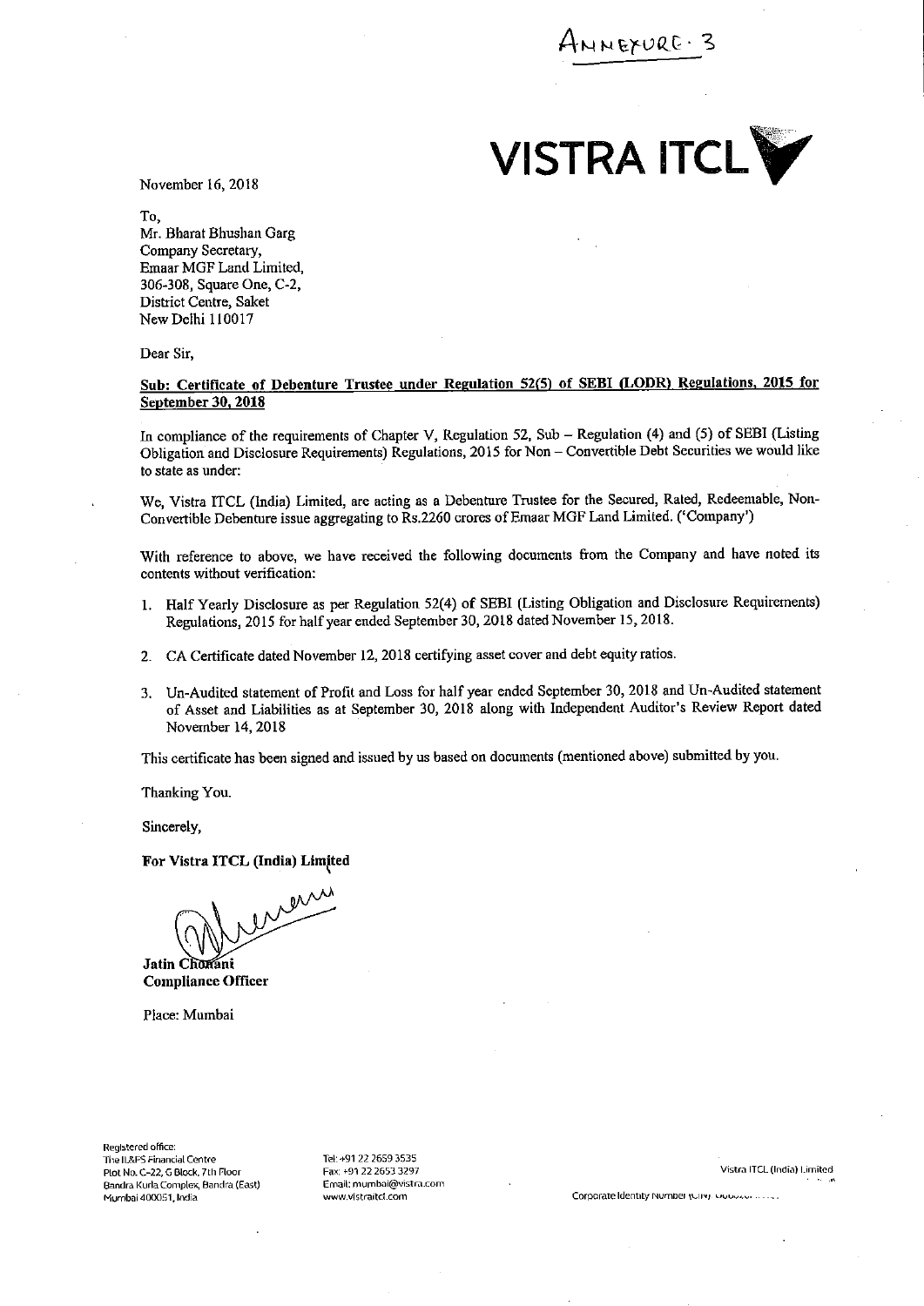ANNEXURE - 3

**VISTRA ITCL**

November 16, 2018

To,
Mr. Bharat Bhushan Garg
Company Secretary,
Emaar MGF Land Limited,
306-308, Square One, C-2,
District Centre, Saket
New Delhi 110017

Dear Sir,

**Sub: Certificate of Debenture Trustee under Regulation 52(5) of SEBI (LODR) Regulations, 2015 for September 30, 2018**

In compliance of the requirements of Chapter V, Regulation 52, Sub – Regulation (4) and (5) of SEBI (Listing Obligation and Disclosure Requirements) Regulations, 2015 for Non – Convertible Debt Securities we would like to state as under:

We, Vistra ITCL (India) Limited, are acting as a Debenture Trustee for the Secured, Rated, Redeemable, Non-Convertible Debenture issue aggregating to Rs.2260 crores of Emaar MGF Land Limited. ('Company')

With reference to above, we have received the following documents from the Company and have noted its contents without verification:

1. Half Yearly Disclosure as per Regulation 52(4) of SEBI (Listing Obligation and Disclosure Requirements) Regulations, 2015 for half year ended September 30, 2018 dated November 15, 2018.
2. CA Certificate dated November 12, 2018 certifying asset cover and debt equity ratios.
3. Un-Audited statement of Profit and Loss for half year ended September 30, 2018 and Un-Audited statement of Asset and Liabilities as at September 30, 2018 along with Independent Auditor's Review Report dated November 14, 2018

This certificate has been signed and issued by us based on documents (mentioned above) submitted by you.

Thanking You.

Sincerely,

**For Vistra ITCL (India) Limited**

**Jatin Chonani**
**Compliance Officer**

Place: Mumbai

Registered office:
The IL&FS Financial Centre
Plot No. C-22, G Block, 7th Floor
Bandra Kurla Complex, Bandra (East)
Mumbai 400051, India

Tel: +91 22 2659 3535
Fax: +91 22 2653 3297
Email: mumbai@vistra.com
www.vistraitcl.com

Vistra ITCL (India) Limited
Corporate Identity Number (CIN)